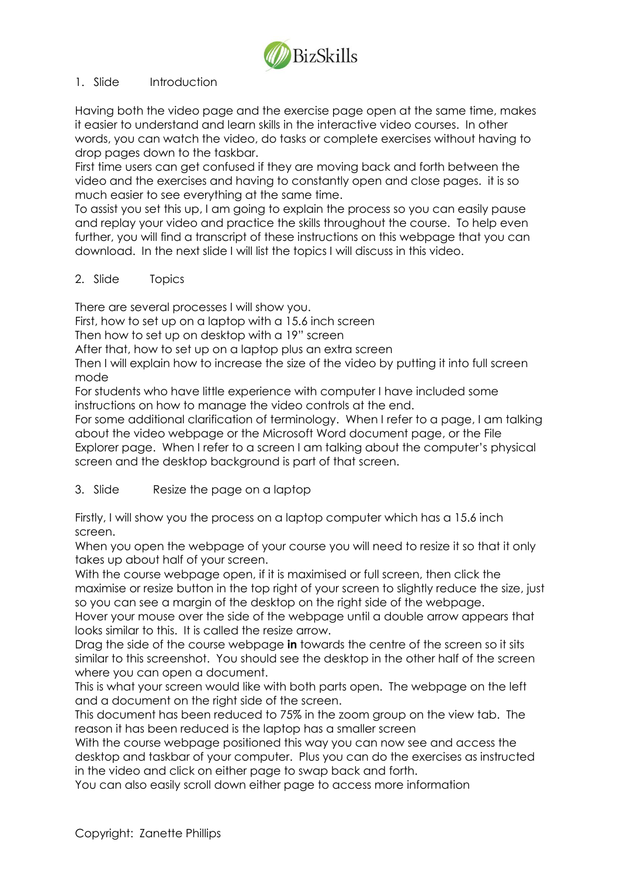BizSkills

## 1. Slide Introduction

Having both the video page and the exercise page open at the same time, makes it easier to understand and learn skills in the interactive video courses. In other words, you can watch the video, do tasks or complete exercises without having to drop pages down to the taskbar.

First time users can get confused if they are moving back and forth between the video and the exercises and having to constantly open and close pages. it is so much easier to see everything at the same time.

To assist you set this up, I am going to explain the process so you can easily pause and replay your video and practice the skills throughout the course. To help even further, you will find a transcript of these instructions on this webpage that you can download. In the next slide I will list the topics I will discuss in this video.

## 2. Slide Topics

There are several processes I will show you.

First, how to set up on a laptop with a 15.6 inch screen

Then how to set up on desktop with a 19" screen

After that, how to set up on a laptop plus an extra screen

Then I will explain how to increase the size of the video by putting it into full screen mode

For students who have little experience with computer I have included some instructions on how to manage the video controls at the end.

For some additional clarification of terminology. When I refer to a page, I am talking about the video webpage or the Microsoft Word document page, or the File Explorer page. When I refer to a screen I am talking about the computer's physical screen and the desktop background is part of that screen.

## 3. Slide Resize the page on a laptop

Firstly, I will show you the process on a laptop computer which has a 15.6 inch screen.

When you open the webpage of your course you will need to resize it so that it only takes up about half of your screen.

With the course webpage open, if it is maximised or full screen, then click the maximise or resize button in the top right of your screen to slightly reduce the size, just so you can see a margin of the desktop on the right side of the webpage.

Hover your mouse over the side of the webpage until a double arrow appears that looks similar to this. It is called the resize arrow.

Drag the side of the course webpage **in** towards the centre of the screen so it sits similar to this screenshot. You should see the desktop in the other half of the screen where you can open a document.

This is what your screen would like with both parts open. The webpage on the left and a document on the right side of the screen.

This document has been reduced to 75% in the zoom group on the view tab. The reason it has been reduced is the laptop has a smaller screen

With the course webpage positioned this way you can now see and access the desktop and taskbar of your computer. Plus you can do the exercises as instructed in the video and click on either page to swap back and forth.

You can also easily scroll down either page to access more information

Copyright: Zanette Phillips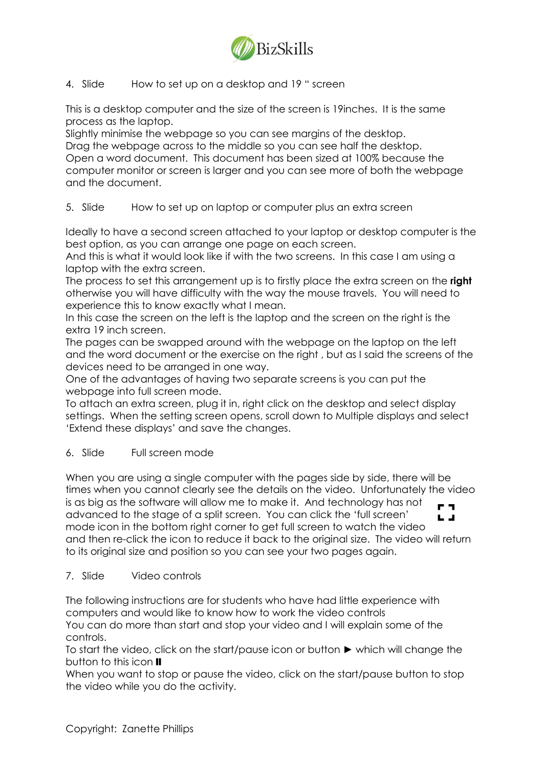4. Slide How to set up on a desktop and 19 " screen

This is a desktop computer and the size of the screen is 19inches. It is the same process as the laptop.
Slightly minimise the webpage so you can see margins of the desktop.
Drag the webpage across to the middle so you can see half the desktop.
Open a word document. This document has been sized at 100% because the computer monitor or screen is larger and you can see more of both the webpage and the document.

5. Slide How to set up on laptop or computer plus an extra screen

Ideally to have a second screen attached to your laptop or desktop computer is the best option, as you can arrange one page on each screen.
And this is what it would look like if with the two screens. In this case I am using a laptop with the extra screen.
The process to set this arrangement up is to firstly place the extra screen on the **right** otherwise you will have difficulty with the way the mouse travels. You will need to experience this to know exactly what I mean.
In this case the screen on the left is the laptop and the screen on the right is the extra 19 inch screen.
The pages can be swapped around with the webpage on the laptop on the left and the word document or the exercise on the right , but as I said the screens of the devices need to be arranged in one way.
One of the advantages of having two separate screens is you can put the webpage into full screen mode.
To attach an extra screen, plug it in, right click on the desktop and select display settings. When the setting screen opens, scroll down to Multiple displays and select 'Extend these displays' and save the changes.

6. Slide Full screen mode

When you are using a single computer with the pages side by side, there will be times when you cannot clearly see the details on the video. Unfortunately the video is as big as the software will allow me to make it. And technology has not advanced to the stage of a split screen. You can click the 'full screen' mode icon in the bottom right corner to get full screen to watch the video and then re-click the icon to reduce it back to the original size. The video will return to its original size and position so you can see your two pages again.

7. Slide Video controls

The following instructions are for students who have had little experience with computers and would like to know how to work the video controls
You can do more than start and stop your video and I will explain some of the controls.
To start the video, click on the start/pause icon or button ► which will change the button to this icon ⏸
When you want to stop or pause the video, click on the start/pause button to stop the video while you do the activity.

Copyright: Zanette Phillips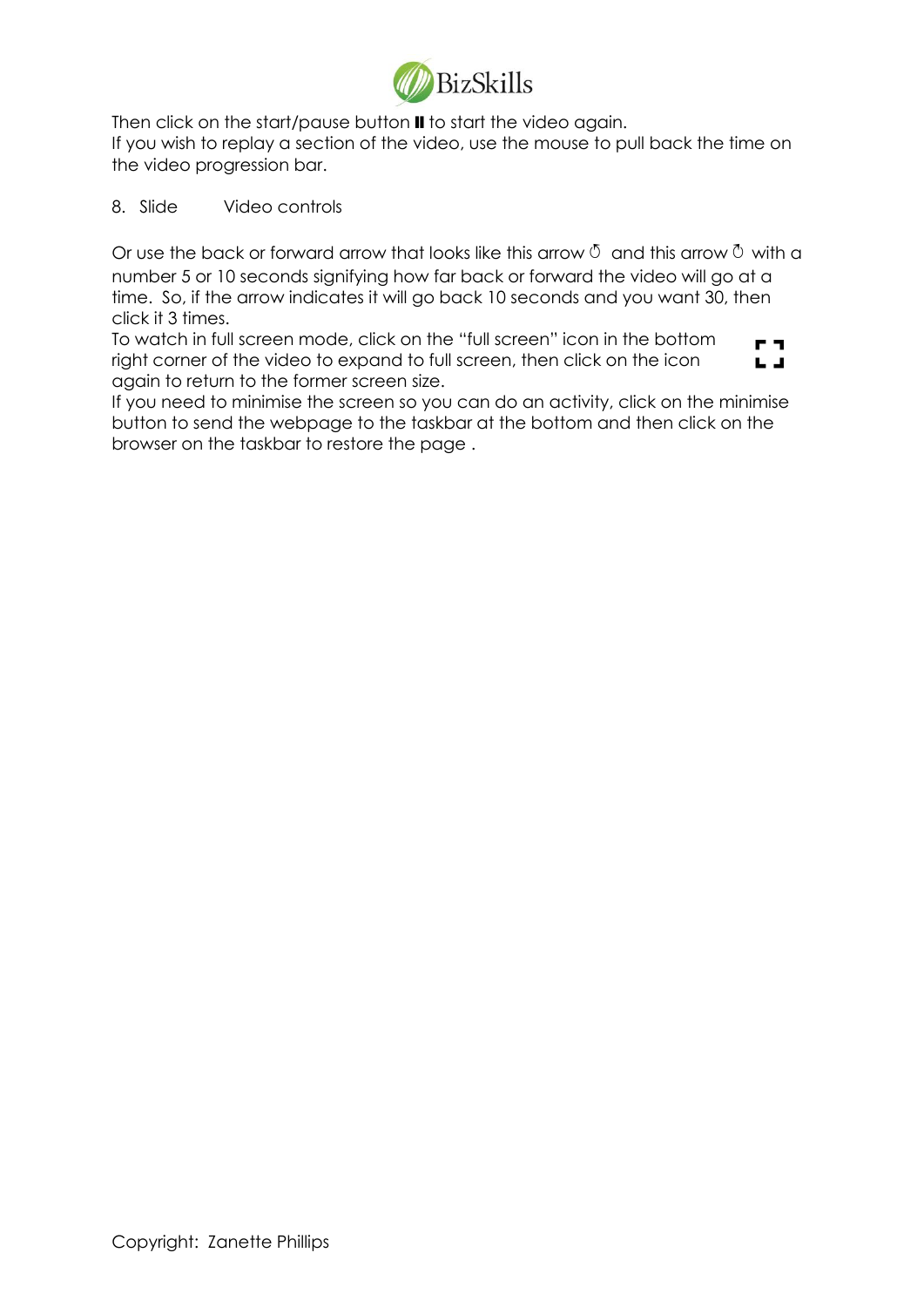Then click on the start/pause button ⏸ to start the video again.
If you wish to replay a section of the video, use the mouse to pull back the time on the video progression bar.

8. Slide Video controls

Or use the back or forward arrow that looks like this arrow ↺ and this arrow ↻ with a number 5 or 10 seconds signifying how far back or forward the video will go at a time. So, if the arrow indicates it will go back 10 seconds and you want 30, then click it 3 times.
To watch in full screen mode, click on the "full screen" icon in the bottom right corner of the video to expand to full screen, then click on the icon again to return to the former screen size.
If you need to minimise the screen so you can do an activity, click on the minimise button to send the webpage to the taskbar at the bottom and then click on the browser on the taskbar to restore the page .

Copyright: Zanette Phillips